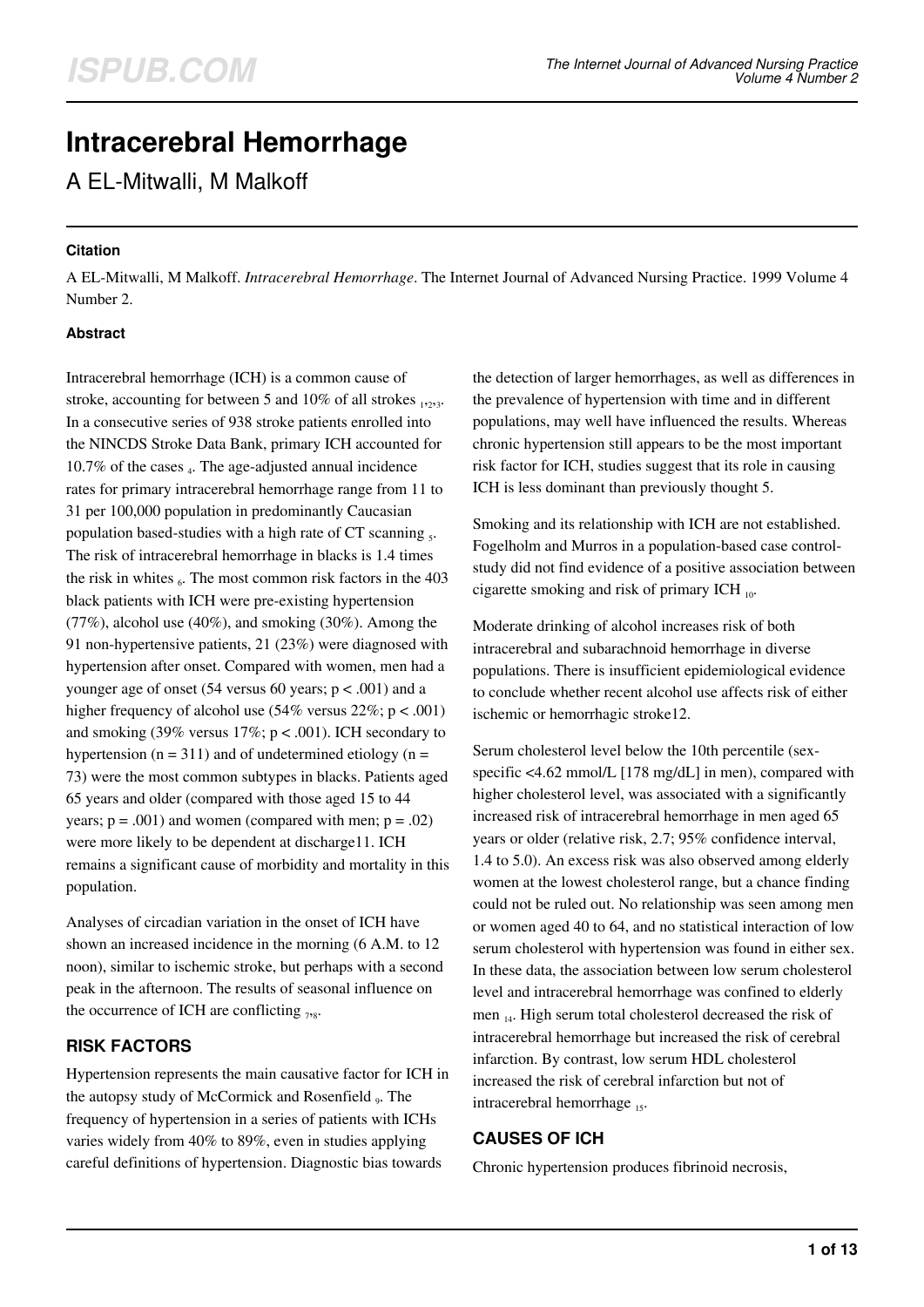# Intracerebral Hemorrhage

A EL-Mitwalli, M Malkoff

### Citation

A EL-Mitwalli, M Malkoff. *Intracerebral Hemorrhage*. The Internet Journal of Advanced Nursing Practice. 1999 Volume 4 Number 2.

### Abstract

Intracerebral hemorrhage (ICH) is a common cause of stroke, accounting for between 5 and 10% of all strokes [1,2,3]. In a consecutive series of 938 stroke patients enrolled into the NINCDS Stroke Data Bank, primary ICH accounted for 10.7% of the cases [4]. The age-adjusted annual incidence rates for primary intracerebral hemorrhage range from 11 to 31 per 100,000 population in predominantly Caucasian population based-studies with a high rate of CT scanning [5]. The risk of intracerebral hemorrhage in blacks is 1.4 times the risk in whites [6]. The most common risk factors in the 403 black patients with ICH were pre-existing hypertension (77%), alcohol use (40%), and smoking (30%). Among the 91 non-hypertensive patients, 21 (23%) were diagnosed with hypertension after onset. Compared with women, men had a younger age of onset (54 versus 60 years; $p < .001$) and a higher frequency of alcohol use (54% versus 22%; $p < .001$) and smoking (39% versus 17%; $p < .001$). ICH secondary to hypertension (n = 311) and of undetermined etiology (n = 73) were the most common subtypes in blacks. Patients aged 65 years and older (compared with those aged 15 to 44 years; $p = .001$) and women (compared with men; $p = .02$) were more likely to be dependent at discharge11. ICH remains a significant cause of morbidity and mortality in this population.

Analyses of circadian variation in the onset of ICH have shown an increased incidence in the morning (6 A.M. to 12 noon), similar to ischemic stroke, but perhaps with a second peak in the afternoon. The results of seasonal influence on the occurrence of ICH are conflicting [7,8].

## RISK FACTORS

Hypertension represents the main causative factor for ICH in the autopsy study of McCormick and Rosenfield [9]. The frequency of hypertension in a series of patients with ICHs varies widely from 40% to 89%, even in studies applying careful definitions of hypertension. Diagnostic bias towards the detection of larger hemorrhages, as well as differences in the prevalence of hypertension with time and in different populations, may well have influenced the results. Whereas chronic hypertension still appears to be the most important risk factor for ICH, studies suggest that its role in causing ICH is less dominant than previously thought 5.

Smoking and its relationship with ICH are not established. Fogelholm and Murros in a population-based case control-study did not find evidence of a positive association between cigarette smoking and risk of primary ICH [10].

Moderate drinking of alcohol increases risk of both intracerebral and subarachnoid hemorrhage in diverse populations. There is insufficient epidemiological evidence to conclude whether recent alcohol use affects risk of either ischemic or hemorrhagic stroke12.

Serum cholesterol level below the 10th percentile (sex-specific <4.62 mmol/L [178 mg/dL] in men), compared with higher cholesterol level, was associated with a significantly increased risk of intracerebral hemorrhage in men aged 65 years or older (relative risk, 2.7; 95% confidence interval, 1.4 to 5.0). An excess risk was also observed among elderly women at the lowest cholesterol range, but a chance finding could not be ruled out. No relationship was seen among men or women aged 40 to 64, and no statistical interaction of low serum cholesterol with hypertension was found in either sex. In these data, the association between low serum cholesterol level and intracerebral hemorrhage was confined to elderly men [14]. High serum total cholesterol decreased the risk of intracerebral hemorrhage but increased the risk of cerebral infarction. By contrast, low serum HDL cholesterol increased the risk of cerebral infarction but not of intracerebral hemorrhage [15].

## CAUSES OF ICH

Chronic hypertension produces fibrinoid necrosis,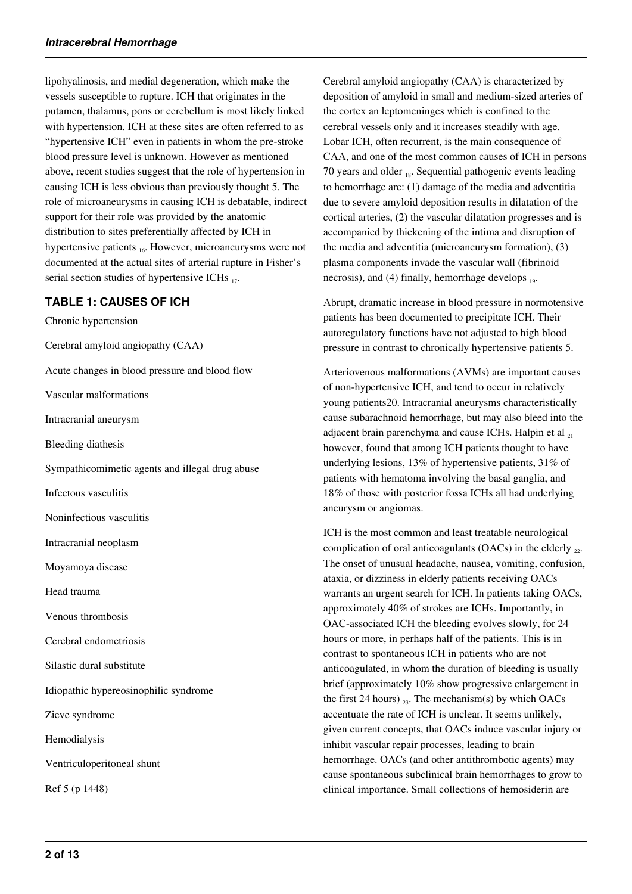lipohyalinosis, and medial degeneration, which make the vessels susceptible to rupture. ICH that originates in the putamen, thalamus, pons or cerebellum is most likely linked with hypertension. ICH at these sites are often referred to as "hypertensive ICH" even in patients in whom the pre-stroke blood pressure level is unknown. However as mentioned above, recent studies suggest that the role of hypertension in causing ICH is less obvious than previously thought 5. The role of microaneurysms in causing ICH is debatable, indirect support for their role was provided by the anatomic distribution to sites preferentially affected by ICH in hypertensive patients [16]. However, microaneurysms were not documented at the actual sites of arterial rupture in Fisher's serial section studies of hypertensive ICHs [17].

### TABLE 1: CAUSES OF ICH

Chronic hypertension

Cerebral amyloid angiopathy (CAA)

Acute changes in blood pressure and blood flow

Vascular malformations

Intracranial aneurysm

Bleeding diathesis

Sympathicomimetic agents and illegal drug abuse

Infectous vasculitis

Noninfectious vasculitis

Intracranial neoplasm

Moyamoya disease

Head trauma

Venous thrombosis

Cerebral endometriosis

Silastic dural substitute

Idiopathic hypereosinophilic syndrome

Zieve syndrome

Hemodialysis

Ventriculoperitoneal shunt

Ref 5 (p 1448)

Cerebral amyloid angiopathy (CAA) is characterized by deposition of amyloid in small and medium-sized arteries of the cortex an leptomeninges which is confined to the cerebral vessels only and it increases steadily with age. Lobar ICH, often recurrent, is the main consequence of CAA, and one of the most common causes of ICH in persons 70 years and older [18]. Sequential pathogenic events leading to hemorrhage are: (1) damage of the media and adventitia due to severe amyloid deposition results in dilatation of the cortical arteries, (2) the vascular dilatation progresses and is accompanied by thickening of the intima and disruption of the media and adventitia (microaneurysm formation), (3) plasma components invade the vascular wall (fibrinoid necrosis), and (4) finally, hemorrhage develops [19].

Abrupt, dramatic increase in blood pressure in normotensive patients has been documented to precipitate ICH. Their autoregulatory functions have not adjusted to high blood pressure in contrast to chronically hypertensive patients 5.

Arteriovenous malformations (AVMs) are important causes of non-hypertensive ICH, and tend to occur in relatively young patients20. Intracranial aneurysms characteristically cause subarachnoid hemorrhage, but may also bleed into the adjacent brain parenchyma and cause ICHs. Halpin et al [21] however, found that among ICH patients thought to have underlying lesions, 13% of hypertensive patients, 31% of patients with hematoma involving the basal ganglia, and 18% of those with posterior fossa ICHs all had underlying aneurysm or angiomas.

ICH is the most common and least treatable neurological complication of oral anticoagulants (OACs) in the elderly [22]. The onset of unusual headache, nausea, vomiting, confusion, ataxia, or dizziness in elderly patients receiving OACs warrants an urgent search for ICH. In patients taking OACs, approximately 40% of strokes are ICHs. Importantly, in OAC-associated ICH the bleeding evolves slowly, for 24 hours or more, in perhaps half of the patients. This is in contrast to spontaneous ICH in patients who are not anticoagulated, in whom the duration of bleeding is usually brief (approximately 10% show progressive enlargement in the first 24 hours) [23]. The mechanism(s) by which OACs accentuate the rate of ICH is unclear. It seems unlikely, given current concepts, that OACs induce vascular injury or inhibit vascular repair processes, leading to brain hemorrhage. OACs (and other antithrombotic agents) may cause spontaneous subclinical brain hemorrhages to grow to clinical importance. Small collections of hemosiderin are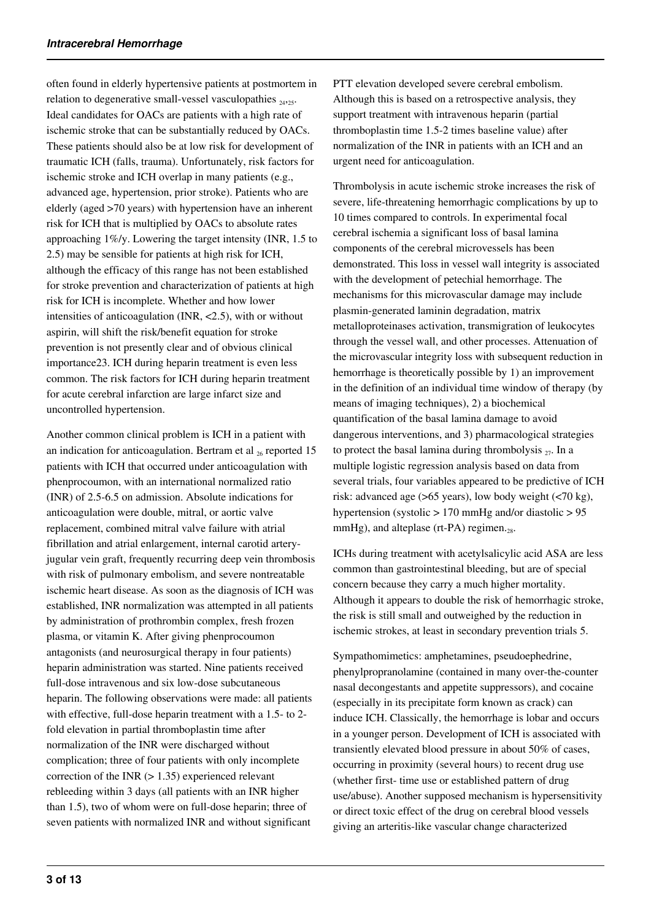often found in elderly hypertensive patients at postmortem in relation to degenerative small-vessel vasculopathies [24,25]. Ideal candidates for OACs are patients with a high rate of ischemic stroke that can be substantially reduced by OACs. These patients should also be at low risk for development of traumatic ICH (falls, trauma). Unfortunately, risk factors for ischemic stroke and ICH overlap in many patients (e.g., advanced age, hypertension, prior stroke). Patients who are elderly (aged >70 years) with hypertension have an inherent risk for ICH that is multiplied by OACs to absolute rates approaching 1%/y. Lowering the target intensity (INR, 1.5 to 2.5) may be sensible for patients at high risk for ICH, although the efficacy of this range has not been established for stroke prevention and characterization of patients at high risk for ICH is incomplete. Whether and how lower intensities of anticoagulation (INR, <2.5), with or without aspirin, will shift the risk/benefit equation for stroke prevention is not presently clear and of obvious clinical importance23. ICH during heparin treatment is even less common. The risk factors for ICH during heparin treatment for acute cerebral infarction are large infarct size and uncontrolled hypertension.

Another common clinical problem is ICH in a patient with an indication for anticoagulation. Bertram et al [26] reported 15 patients with ICH that occurred under anticoagulation with phenprocoumon, with an international normalized ratio (INR) of 2.5-6.5 on admission. Absolute indications for anticoagulation were double, mitral, or aortic valve replacement, combined mitral valve failure with atrial fibrillation and atrial enlargement, internal carotid artery-jugular vein graft, frequently recurring deep vein thrombosis with risk of pulmonary embolism, and severe nontreatable ischemic heart disease. As soon as the diagnosis of ICH was established, INR normalization was attempted in all patients by administration of prothrombin complex, fresh frozen plasma, or vitamin K. After giving phenprocoumon antagonists (and neurosurgical therapy in four patients) heparin administration was started. Nine patients received full-dose intravenous and six low-dose subcutaneous heparin. The following observations were made: all patients with effective, full-dose heparin treatment with a 1.5- to 2-fold elevation in partial thromboplastin time after normalization of the INR were discharged without complication; three of four patients with only incomplete correction of the INR (> 1.35) experienced relevant rebleeding within 3 days (all patients with an INR higher than 1.5), two of whom were on full-dose heparin; three of seven patients with normalized INR and without significant PTT elevation developed severe cerebral embolism. Although this is based on a retrospective analysis, they support treatment with intravenous heparin (partial thromboplastin time 1.5-2 times baseline value) after normalization of the INR in patients with an ICH and an urgent need for anticoagulation.

Thrombolysis in acute ischemic stroke increases the risk of severe, life-threatening hemorrhagic complications by up to 10 times compared to controls. In experimental focal cerebral ischemia a significant loss of basal lamina components of the cerebral microvessels has been demonstrated. This loss in vessel wall integrity is associated with the development of petechial hemorrhage. The mechanisms for this microvascular damage may include plasmin-generated laminin degradation, matrix metalloproteinases activation, transmigration of leukocytes through the vessel wall, and other processes. Attenuation of the microvascular integrity loss with subsequent reduction in hemorrhage is theoretically possible by 1) an improvement in the definition of an individual time window of therapy (by means of imaging techniques), 2) a biochemical quantification of the basal lamina damage to avoid dangerous interventions, and 3) pharmacological strategies to protect the basal lamina during thrombolysis [27]. In a multiple logistic regression analysis based on data from several trials, four variables appeared to be predictive of ICH risk: advanced age (>65 years), low body weight (<70 kg), hypertension (systolic > 170 mmHg and/or diastolic > 95 mmHg), and alteplase (rt-PA) regimen.[28].

ICHs during treatment with acetylsalicylic acid ASA are less common than gastrointestinal bleeding, but are of special concern because they carry a much higher mortality. Although it appears to double the risk of hemorrhagic stroke, the risk is still small and outweighed by the reduction in ischemic strokes, at least in secondary prevention trials 5.

Sympathomimetics: amphetamines, pseudoephedrine, phenylpropranolamine (contained in many over-the-counter nasal decongestants and appetite suppressors), and cocaine (especially in its precipitate form known as crack) can induce ICH. Classically, the hemorrhage is lobar and occurs in a younger person. Development of ICH is associated with transiently elevated blood pressure in about 50% of cases, occurring in proximity (several hours) to recent drug use (whether first- time use or established pattern of drug use/abuse). Another supposed mechanism is hypersensitivity or direct toxic effect of the drug on cerebral blood vessels giving an arteritis-like vascular change characterized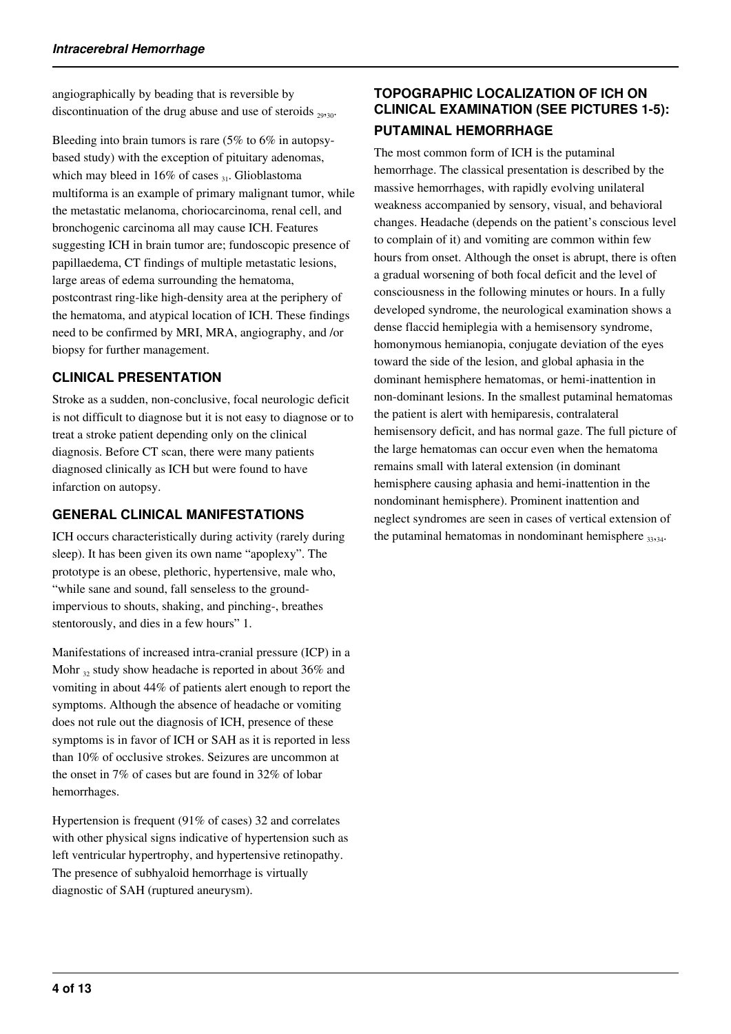angiographically by beading that is reversible by discontinuation of the drug abuse and use of steroids [29,30].

Bleeding into brain tumors is rare (5% to 6% in autopsy-based study) with the exception of pituitary adenomas, which may bleed in 16% of cases [31]. Glioblastoma multiforma is an example of primary malignant tumor, while the metastatic melanoma, choriocarcinoma, renal cell, and bronchogenic carcinoma all may cause ICH. Features suggesting ICH in brain tumor are; fundoscopic presence of papillaedema, CT findings of multiple metastatic lesions, large areas of edema surrounding the hematoma, postcontrast ring-like high-density area at the periphery of the hematoma, and atypical location of ICH. These findings need to be confirmed by MRI, MRA, angiography, and /or biopsy for further management.

## CLINICAL PRESENTATION

Stroke as a sudden, non-conclusive, focal neurologic deficit is not difficult to diagnose but it is not easy to diagnose or to treat a stroke patient depending only on the clinical diagnosis. Before CT scan, there were many patients diagnosed clinically as ICH but were found to have infarction on autopsy.

## GENERAL CLINICAL MANIFESTATIONS

ICH occurs characteristically during activity (rarely during sleep). It has been given its own name "apoplexy". The prototype is an obese, plethoric, hypertensive, male who, "while sane and sound, fall senseless to the ground-impervious to shouts, shaking, and pinching-, breathes stentorously, and dies in a few hours" 1.

Manifestations of increased intra-cranial pressure (ICP) in a Mohr [32] study show headache is reported in about 36% and vomiting in about 44% of patients alert enough to report the symptoms. Although the absence of headache or vomiting does not rule out the diagnosis of ICH, presence of these symptoms is in favor of ICH or SAH as it is reported in less than 10% of occlusive strokes. Seizures are uncommon at the onset in 7% of cases but are found in 32% of lobar hemorrhages.

Hypertension is frequent (91% of cases) 32 and correlates with other physical signs indicative of hypertension such as left ventricular hypertrophy, and hypertensive retinopathy. The presence of subhyaloid hemorrhage is virtually diagnostic of SAH (ruptured aneurysm).

## TOPOGRAPHIC LOCALIZATION OF ICH ON CLINICAL EXAMINATION (SEE PICTURES 1-5):

## PUTAMINAL HEMORRHAGE

The most common form of ICH is the putaminal hemorrhage. The classical presentation is described by the massive hemorrhages, with rapidly evolving unilateral weakness accompanied by sensory, visual, and behavioral changes. Headache (depends on the patient's conscious level to complain of it) and vomiting are common within few hours from onset. Although the onset is abrupt, there is often a gradual worsening of both focal deficit and the level of consciousness in the following minutes or hours. In a fully developed syndrome, the neurological examination shows a dense flaccid hemiplegia with a hemisensory syndrome, homonymous hemianopia, conjugate deviation of the eyes toward the side of the lesion, and global aphasia in the dominant hemisphere hematomas, or hemi-inattention in non-dominant lesions. In the smallest putaminal hematomas the patient is alert with hemiparesis, contralateral hemisensory deficit, and has normal gaze. The full picture of the large hematomas can occur even when the hematoma remains small with lateral extension (in dominant hemisphere causing aphasia and hemi-inattention in the nondominant hemisphere). Prominent inattention and neglect syndromes are seen in cases of vertical extension of the putaminal hematomas in nondominant hemisphere [33,34].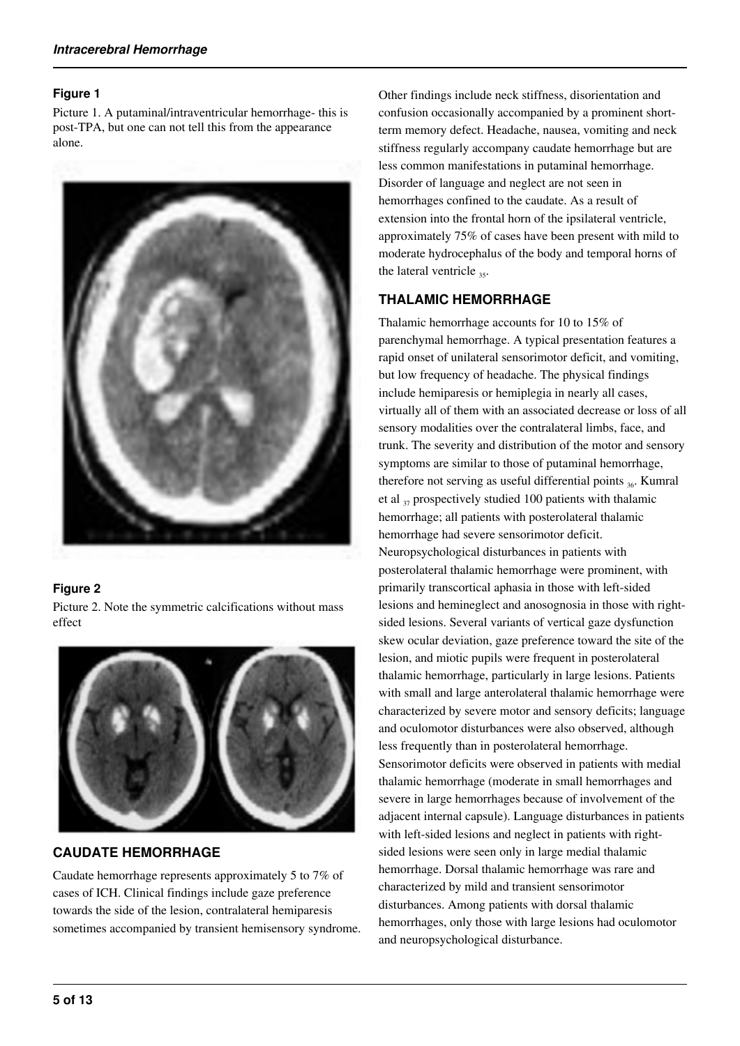### Figure 1

Picture 1. A putaminal/intraventricular hemorrhage- this is post-TPA, but one can not tell this from the appearance alone.

### Figure 2

Picture 2. Note the symmetric calcifications without mass effect

## CAUDATE HEMORRHAGE

Caudate hemorrhage represents approximately 5 to 7% of cases of ICH. Clinical findings include gaze preference towards the side of the lesion, contralateral hemiparesis sometimes accompanied by transient hemisensory syndrome. Other findings include neck stiffness, disorientation and confusion occasionally accompanied by a prominent short-term memory defect. Headache, nausea, vomiting and neck stiffness regularly accompany caudate hemorrhage but are less common manifestations in putaminal hemorrhage. Disorder of language and neglect are not seen in hemorrhages confined to the caudate. As a result of extension into the frontal horn of the ipsilateral ventricle, approximately 75% of cases have been present with mild to moderate hydrocephalus of the body and temporal horns of the lateral ventricle [35].

## THALAMIC HEMORRHAGE

Thalamic hemorrhage accounts for 10 to 15% of parenchymal hemorrhage. A typical presentation features a rapid onset of unilateral sensorimotor deficit, and vomiting, but low frequency of headache. The physical findings include hemiparesis or hemiplegia in nearly all cases, virtually all of them with an associated decrease or loss of all sensory modalities over the contralateral limbs, face, and trunk. The severity and distribution of the motor and sensory symptoms are similar to those of putaminal hemorrhage, therefore not serving as useful differential points [36]. Kumral et al [37] prospectively studied 100 patients with thalamic hemorrhage; all patients with posterolateral thalamic hemorrhage had severe sensorimotor deficit. Neuropsychological disturbances in patients with posterolateral thalamic hemorrhage were prominent, with primarily transcortical aphasia in those with left-sided lesions and hemineglect and anosognosia in those with right-sided lesions. Several variants of vertical gaze dysfunction skew ocular deviation, gaze preference toward the site of the lesion, and miotic pupils were frequent in posterolateral thalamic hemorrhage, particularly in large lesions. Patients with small and large anterolateral thalamic hemorrhage were characterized by severe motor and sensory deficits; language and oculomotor disturbances were also observed, although less frequently than in posterolateral hemorrhage. Sensorimotor deficits were observed in patients with medial thalamic hemorrhage (moderate in small hemorrhages and severe in large hemorrhages because of involvement of the adjacent internal capsule). Language disturbances in patients with left-sided lesions and neglect in patients with right-sided lesions were seen only in large medial thalamic hemorrhage. Dorsal thalamic hemorrhage was rare and characterized by mild and transient sensorimotor disturbances. Among patients with dorsal thalamic hemorrhages, only those with large lesions had oculomotor and neuropsychological disturbance.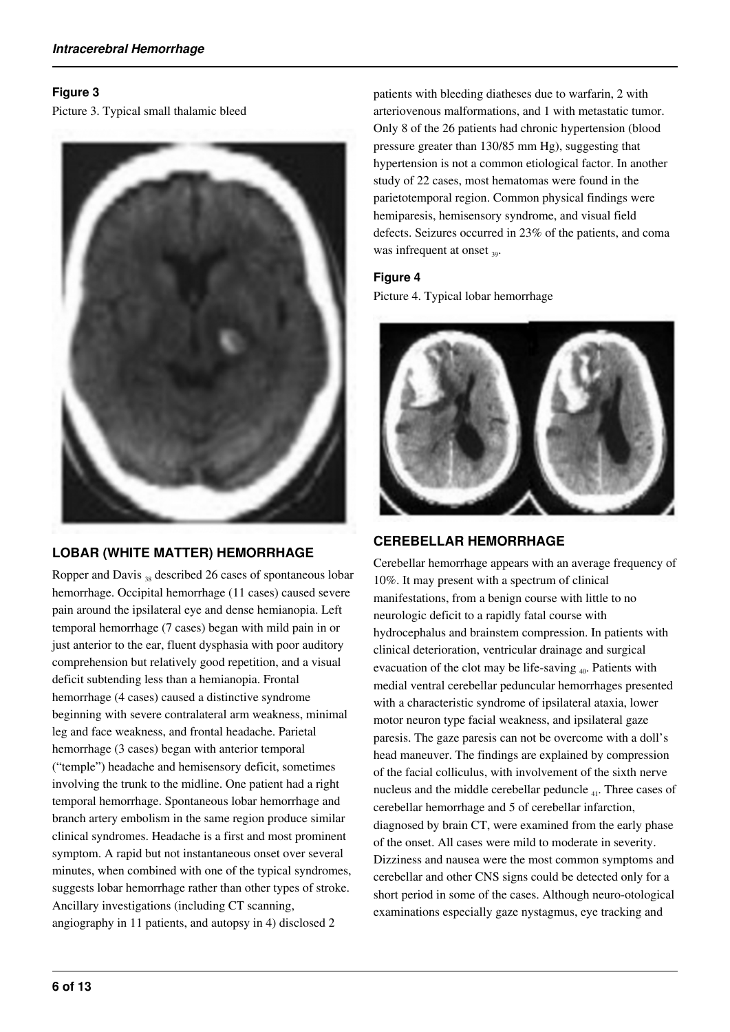### Figure 3

Picture 3. Typical small thalamic bleed

## LOBAR (WHITE MATTER) HEMORRHAGE

Ropper and Davis [38] described 26 cases of spontaneous lobar hemorrhage. Occipital hemorrhage (11 cases) caused severe pain around the ipsilateral eye and dense hemianopia. Left temporal hemorrhage (7 cases) began with mild pain in or just anterior to the ear, fluent dysphasia with poor auditory comprehension but relatively good repetition, and a visual deficit subtending less than a hemianopia. Frontal hemorrhage (4 cases) caused a distinctive syndrome beginning with severe contralateral arm weakness, minimal leg and face weakness, and frontal headache. Parietal hemorrhage (3 cases) began with anterior temporal ("temple") headache and hemisensory deficit, sometimes involving the trunk to the midline. One patient had a right temporal hemorrhage. Spontaneous lobar hemorrhage and branch artery embolism in the same region produce similar clinical syndromes. Headache is a first and most prominent symptom. A rapid but not instantaneous onset over several minutes, when combined with one of the typical syndromes, suggests lobar hemorrhage rather than other types of stroke. Ancillary investigations (including CT scanning, angiography in 11 patients, and autopsy in 4) disclosed 2 patients with bleeding diatheses due to warfarin, 2 with arteriovenous malformations, and 1 with metastatic tumor. Only 8 of the 26 patients had chronic hypertension (blood pressure greater than 130/85 mm Hg), suggesting that hypertension is not a common etiological factor. In another study of 22 cases, most hematomas were found in the parietotemporal region. Common physical findings were hemiparesis, hemisensory syndrome, and visual field defects. Seizures occurred in 23% of the patients, and coma was infrequent at onset [39].

### Figure 4

Picture 4. Typical lobar hemorrhage

## CEREBELLAR HEMORRHAGE

Cerebellar hemorrhage appears with an average frequency of 10%. It may present with a spectrum of clinical manifestations, from a benign course with little to no neurologic deficit to a rapidly fatal course with hydrocephalus and brainstem compression. In patients with clinical deterioration, ventricular drainage and surgical evacuation of the clot may be life-saving [40]. Patients with medial ventral cerebellar peduncular hemorrhages presented with a characteristic syndrome of ipsilateral ataxia, lower motor neuron type facial weakness, and ipsilateral gaze paresis. The gaze paresis can not be overcome with a doll's head maneuver. The findings are explained by compression of the facial colliculus, with involvement of the sixth nerve nucleus and the middle cerebellar peduncle [41]. Three cases of cerebellar hemorrhage and 5 of cerebellar infarction, diagnosed by brain CT, were examined from the early phase of the onset. All cases were mild to moderate in severity. Dizziness and nausea were the most common symptoms and cerebellar and other CNS signs could be detected only for a short period in some of the cases. Although neuro-otological examinations especially gaze nystagmus, eye tracking and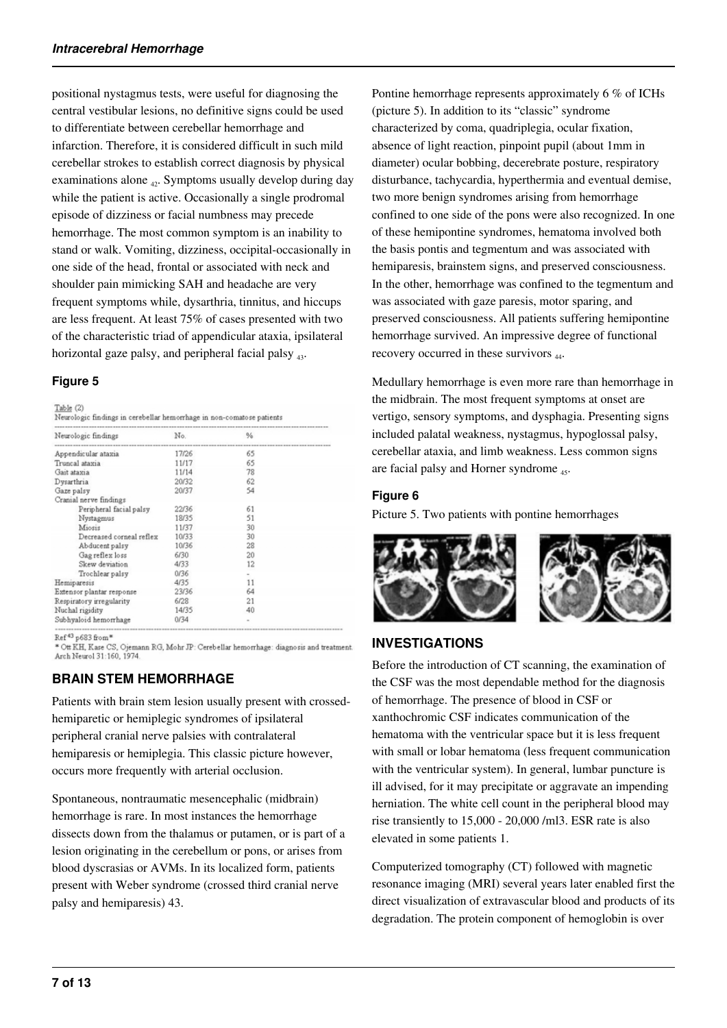positional nystagmus tests, were useful for diagnosing the central vestibular lesions, no definitive signs could be used to differentiate between cerebellar hemorrhage and infarction. Therefore, it is considered difficult in such mild cerebellar strokes to establish correct diagnosis by physical examinations alone [42]. Symptoms usually develop during day while the patient is active. Occasionally a single prodromal episode of dizziness or facial numbness may precede hemorrhage. The most common symptom is an inability to stand or walk. Vomiting, dizziness, occipital-occasionally in one side of the head, frontal or associated with neck and shoulder pain mimicking SAH and headache are very frequent symptoms while, dysarthria, tinnitus, and hiccups are less frequent. At least 75% of cases presented with two of the characteristic triad of appendicular ataxia, ipsilateral horizontal gaze palsy, and peripheral facial palsy [43].

### Figure 5

Table (2)
Neurologic findings in cerebellar hemorrhage in non-comatose patients

| Neurologic findings | No. | % |
|---|---|---|
| Appendicular ataxia | 17/26 | 65 |
| Truncal ataxia | 11/17 | 65 |
| Gait ataxia | 11/14 | 78 |
| Dysarthria | 20/32 | 62 |
| Gaze palsy | 20/37 | 54 |
| Cranial nerve findings | | |
| Peripheral facial palsy | 22/36 | 61 |
| Nystagmus | 18/35 | 51 |
| Miosis | 11/37 | 30 |
| Decreased corneal reflex | 10/33 | 30 |
| Abducent palsy | 10/36 | 28 |
| Gag reflex loss | 6/30 | 20 |
| Skew deviation | 4/33 | 12 |
| Trochlear palsy | 0/36 | - |
| Hemiparesis | 4/35 | 11 |
| Extensor plantar response | 23/36 | 64 |
| Respiratory irregularity | 6/28 | 21 |
| Nuchal rigidity | 14/35 | 40 |
| Subhyaloid hemorrhage | 0/34 | - |

Ref [43] p683 from*
* Ott KH, Kase CS, Ojemann RG, Mohr JP: Cerebellar hemorrhage: diagnosis and treatment. Arch Neurol 31:160, 1974.

## BRAIN STEM HEMORRHAGE

Patients with brain stem lesion usually present with crossed-hemiparetic or hemiplegic syndromes of ipsilateral peripheral cranial nerve palsies with contralateral hemiparesis or hemiplegia. This classic picture however, occurs more frequently with arterial occlusion.

Spontaneous, nontraumatic mesencephalic (midbrain) hemorrhage is rare. In most instances the hemorrhage dissects down from the thalamus or putamen, or is part of a lesion originating in the cerebellum or pons, or arises from blood dyscrasias or AVMs. In its localized form, patients present with Weber syndrome (crossed third cranial nerve palsy and hemiparesis) 43.

Pontine hemorrhage represents approximately 6 % of ICHs (picture 5). In addition to its "classic" syndrome characterized by coma, quadriplegia, ocular fixation, absence of light reaction, pinpoint pupil (about 1mm in diameter) ocular bobbing, decerebrate posture, respiratory disturbance, tachycardia, hyperthermia and eventual demise, two more benign syndromes arising from hemorrhage confined to one side of the pons were also recognized. In one of these hemipontine syndromes, hematoma involved both the basis pontis and tegmentum and was associated with hemiparesis, brainstem signs, and preserved consciousness. In the other, hemorrhage was confined to the tegmentum and was associated with gaze paresis, motor sparing, and preserved consciousness. All patients suffering hemipontine hemorrhage survived. An impressive degree of functional recovery occurred in these survivors [44].

Medullary hemorrhage is even more rare than hemorrhage in the midbrain. The most frequent symptoms at onset are vertigo, sensory symptoms, and dysphagia. Presenting signs included palatal weakness, nystagmus, hypoglossal palsy, cerebellar ataxia, and limb weakness. Less common signs are facial palsy and Horner syndrome [45].

### Figure 6

Picture 5. Two patients with pontine hemorrhages

## INVESTIGATIONS

Before the introduction of CT scanning, the examination of the CSF was the most dependable method for the diagnosis of hemorrhage. The presence of blood in CSF or xanthochromic CSF indicates communication of the hematoma with the ventricular space but it is less frequent with small or lobar hematoma (less frequent communication with the ventricular system). In general, lumbar puncture is ill advised, for it may precipitate or aggravate an impending herniation. The white cell count in the peripheral blood may rise transiently to 15,000 - 20,000 /ml3. ESR rate is also elevated in some patients 1.

Computerized tomography (CT) followed with magnetic resonance imaging (MRI) several years later enabled first the direct visualization of extravascular blood and products of its degradation. The protein component of hemoglobin is over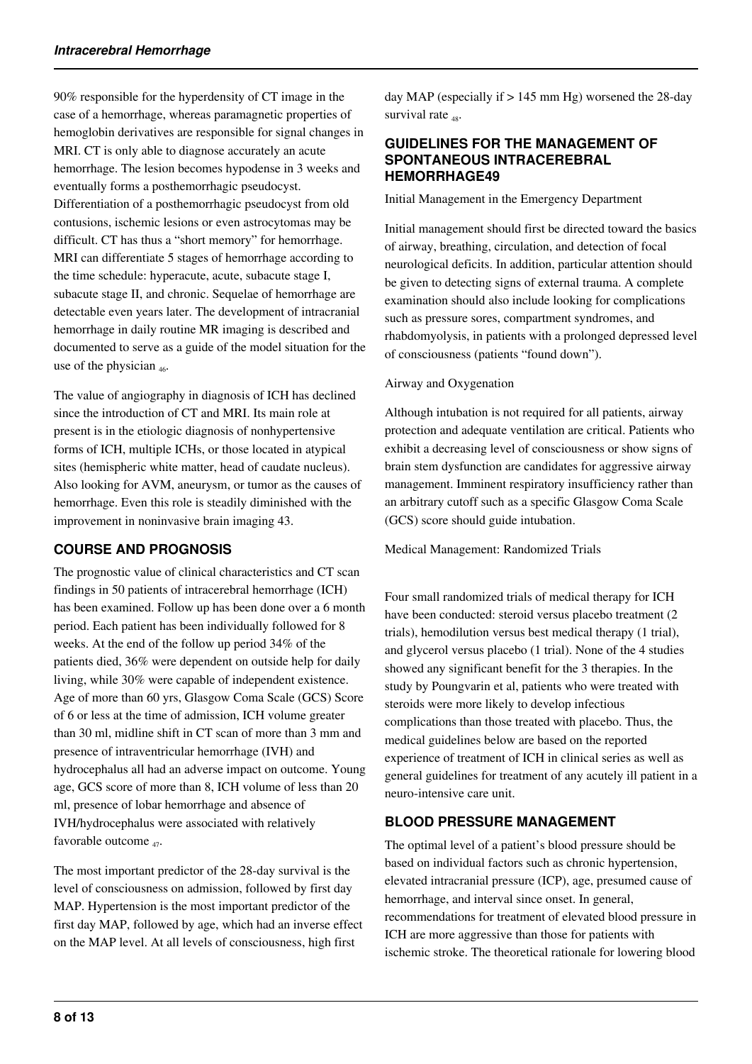90% responsible for the hyperdensity of CT image in the case of a hemorrhage, whereas paramagnetic properties of hemoglobin derivatives are responsible for signal changes in MRI. CT is only able to diagnose accurately an acute hemorrhage. The lesion becomes hypodense in 3 weeks and eventually forms a posthemorrhagic pseudocyst. Differentiation of a posthemorrhagic pseudocyst from old contusions, ischemic lesions or even astrocytomas may be difficult. CT has thus a "short memory" for hemorrhage. MRI can differentiate 5 stages of hemorrhage according to the time schedule: hyperacute, acute, subacute stage I, subacute stage II, and chronic. Sequelae of hemorrhage are detectable even years later. The development of intracranial hemorrhage in daily routine MR imaging is described and documented to serve as a guide of the model situation for the use of the physician [46].

The value of angiography in diagnosis of ICH has declined since the introduction of CT and MRI. Its main role at present is in the etiologic diagnosis of nonhypertensive forms of ICH, multiple ICHs, or those located in atypical sites (hemispheric white matter, head of caudate nucleus). Also looking for AVM, aneurysm, or tumor as the causes of hemorrhage. Even this role is steadily diminished with the improvement in noninvasive brain imaging 43.

## COURSE AND PROGNOSIS

The prognostic value of clinical characteristics and CT scan findings in 50 patients of intracerebral hemorrhage (ICH) has been examined. Follow up has been done over a 6 month period. Each patient has been individually followed for 8 weeks. At the end of the follow up period 34% of the patients died, 36% were dependent on outside help for daily living, while 30% were capable of independent existence. Age of more than 60 yrs, Glasgow Coma Scale (GCS) Score of 6 or less at the time of admission, ICH volume greater than 30 ml, midline shift in CT scan of more than 3 mm and presence of intraventricular hemorrhage (IVH) and hydrocephalus all had an adverse impact on outcome. Young age, GCS score of more than 8, ICH volume of less than 20 ml, presence of lobar hemorrhage and absence of IVH/hydrocephalus were associated with relatively favorable outcome [47].

The most important predictor of the 28-day survival is the level of consciousness on admission, followed by first day MAP. Hypertension is the most important predictor of the first day MAP, followed by age, which had an inverse effect on the MAP level. At all levels of consciousness, high first day MAP (especially if > 145 mm Hg) worsened the 28-day survival rate [48].

## GUIDELINES FOR THE MANAGEMENT OF SPONTANEOUS INTRACEREBRAL HEMORRHAGE49

Initial Management in the Emergency Department

Initial management should first be directed toward the basics of airway, breathing, circulation, and detection of focal neurological deficits. In addition, particular attention should be given to detecting signs of external trauma. A complete examination should also include looking for complications such as pressure sores, compartment syndromes, and rhabdomyolysis, in patients with a prolonged depressed level of consciousness (patients "found down").

Airway and Oxygenation

Although intubation is not required for all patients, airway protection and adequate ventilation are critical. Patients who exhibit a decreasing level of consciousness or show signs of brain stem dysfunction are candidates for aggressive airway management. Imminent respiratory insufficiency rather than an arbitrary cutoff such as a specific Glasgow Coma Scale (GCS) score should guide intubation.

Medical Management: Randomized Trials

Four small randomized trials of medical therapy for ICH have been conducted: steroid versus placebo treatment (2 trials), hemodilution versus best medical therapy (1 trial), and glycerol versus placebo (1 trial). None of the 4 studies showed any significant benefit for the 3 therapies. In the study by Poungvarin et al, patients who were treated with steroids were more likely to develop infectious complications than those treated with placebo. Thus, the medical guidelines below are based on the reported experience of treatment of ICH in clinical series as well as general guidelines for treatment of any acutely ill patient in a neuro-intensive care unit.

## BLOOD PRESSURE MANAGEMENT

The optimal level of a patient's blood pressure should be based on individual factors such as chronic hypertension, elevated intracranial pressure (ICP), age, presumed cause of hemorrhage, and interval since onset. In general, recommendations for treatment of elevated blood pressure in ICH are more aggressive than those for patients with ischemic stroke. The theoretical rationale for lowering blood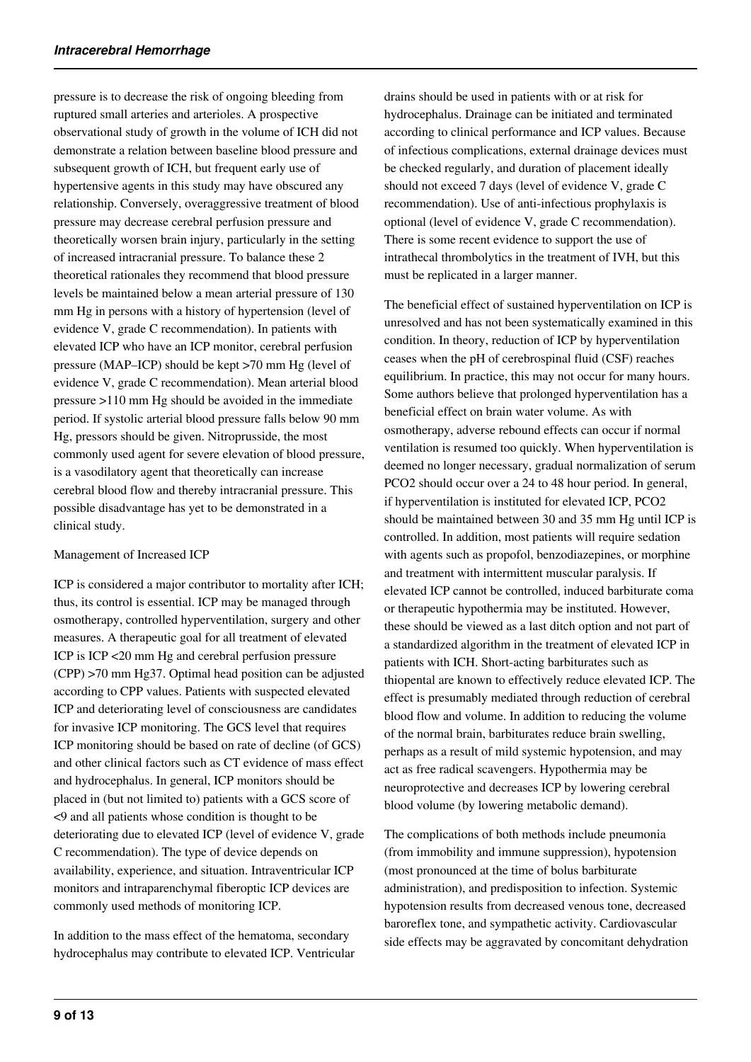pressure is to decrease the risk of ongoing bleeding from ruptured small arteries and arterioles. A prospective observational study of growth in the volume of ICH did not demonstrate a relation between baseline blood pressure and subsequent growth of ICH, but frequent early use of hypertensive agents in this study may have obscured any relationship. Conversely, overaggressive treatment of blood pressure may decrease cerebral perfusion pressure and theoretically worsen brain injury, particularly in the setting of increased intracranial pressure. To balance these 2 theoretical rationales they recommend that blood pressure levels be maintained below a mean arterial pressure of 130 mm Hg in persons with a history of hypertension (level of evidence V, grade C recommendation). In patients with elevated ICP who have an ICP monitor, cerebral perfusion pressure (MAP–ICP) should be kept >70 mm Hg (level of evidence V, grade C recommendation). Mean arterial blood pressure >110 mm Hg should be avoided in the immediate period. If systolic arterial blood pressure falls below 90 mm Hg, pressors should be given. Nitroprusside, the most commonly used agent for severe elevation of blood pressure, is a vasodilatory agent that theoretically can increase cerebral blood flow and thereby intracranial pressure. This possible disadvantage has yet to be demonstrated in a clinical study.

Management of Increased ICP

ICP is considered a major contributor to mortality after ICH; thus, its control is essential. ICP may be managed through osmotherapy, controlled hyperventilation, surgery and other measures. A therapeutic goal for all treatment of elevated ICP is ICP <20 mm Hg and cerebral perfusion pressure (CPP) >70 mm Hg37. Optimal head position can be adjusted according to CPP values. Patients with suspected elevated ICP and deteriorating level of consciousness are candidates for invasive ICP monitoring. The GCS level that requires ICP monitoring should be based on rate of decline (of GCS) and other clinical factors such as CT evidence of mass effect and hydrocephalus. In general, ICP monitors should be placed in (but not limited to) patients with a GCS score of <9 and all patients whose condition is thought to be deteriorating due to elevated ICP (level of evidence V, grade C recommendation). The type of device depends on availability, experience, and situation. Intraventricular ICP monitors and intraparenchymal fiberoptic ICP devices are commonly used methods of monitoring ICP.

In addition to the mass effect of the hematoma, secondary hydrocephalus may contribute to elevated ICP. Ventricular drains should be used in patients with or at risk for hydrocephalus. Drainage can be initiated and terminated according to clinical performance and ICP values. Because of infectious complications, external drainage devices must be checked regularly, and duration of placement ideally should not exceed 7 days (level of evidence V, grade C recommendation). Use of anti-infectious prophylaxis is optional (level of evidence V, grade C recommendation). There is some recent evidence to support the use of intrathecal thrombolytics in the treatment of IVH, but this must be replicated in a larger manner.

The beneficial effect of sustained hyperventilation on ICP is unresolved and has not been systematically examined in this condition. In theory, reduction of ICP by hyperventilation ceases when the pH of cerebrospinal fluid (CSF) reaches equilibrium. In practice, this may not occur for many hours. Some authors believe that prolonged hyperventilation has a beneficial effect on brain water volume. As with osmotherapy, adverse rebound effects can occur if normal ventilation is resumed too quickly. When hyperventilation is deemed no longer necessary, gradual normalization of serum PCO2 should occur over a 24 to 48 hour period. In general, if hyperventilation is instituted for elevated ICP, PCO2 should be maintained between 30 and 35 mm Hg until ICP is controlled. In addition, most patients will require sedation with agents such as propofol, benzodiazepines, or morphine and treatment with intermittent muscular paralysis. If elevated ICP cannot be controlled, induced barbiturate coma or therapeutic hypothermia may be instituted. However, these should be viewed as a last ditch option and not part of a standardized algorithm in the treatment of elevated ICP in patients with ICH. Short-acting barbiturates such as thiopental are known to effectively reduce elevated ICP. The effect is presumably mediated through reduction of cerebral blood flow and volume. In addition to reducing the volume of the normal brain, barbiturates reduce brain swelling, perhaps as a result of mild systemic hypotension, and may act as free radical scavengers. Hypothermia may be neuroprotective and decreases ICP by lowering cerebral blood volume (by lowering metabolic demand).

The complications of both methods include pneumonia (from immobility and immune suppression), hypotension (most pronounced at the time of bolus barbiturate administration), and predisposition to infection. Systemic hypotension results from decreased venous tone, decreased baroreflex tone, and sympathetic activity. Cardiovascular side effects may be aggravated by concomitant dehydration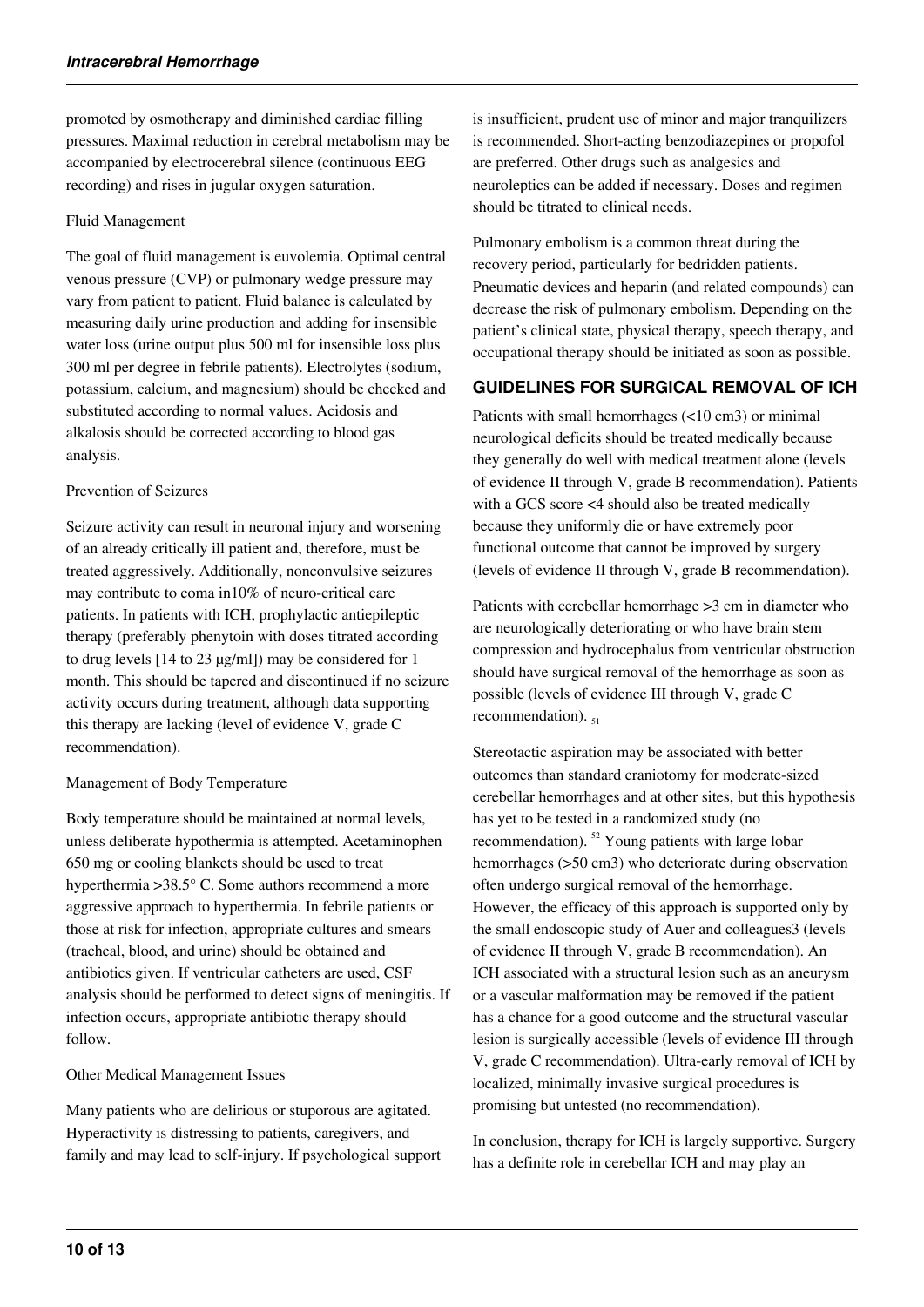promoted by osmotherapy and diminished cardiac filling pressures. Maximal reduction in cerebral metabolism may be accompanied by electrocerebral silence (continuous EEG recording) and rises in jugular oxygen saturation.

Fluid Management

The goal of fluid management is euvolemia. Optimal central venous pressure (CVP) or pulmonary wedge pressure may vary from patient to patient. Fluid balance is calculated by measuring daily urine production and adding for insensible water loss (urine output plus 500 ml for insensible loss plus 300 ml per degree in febrile patients). Electrolytes (sodium, potassium, calcium, and magnesium) should be checked and substituted according to normal values. Acidosis and alkalosis should be corrected according to blood gas analysis.

Prevention of Seizures

Seizure activity can result in neuronal injury and worsening of an already critically ill patient and, therefore, must be treated aggressively. Additionally, nonconvulsive seizures may contribute to coma in10% of neuro-critical care patients. In patients with ICH, prophylactic antiepileptic therapy (preferably phenytoin with doses titrated according to drug levels [14 to 23 µg/ml]) may be considered for 1 month. This should be tapered and discontinued if no seizure activity occurs during treatment, although data supporting this therapy are lacking (level of evidence V, grade C recommendation).

Management of Body Temperature

Body temperature should be maintained at normal levels, unless deliberate hypothermia is attempted. Acetaminophen 650 mg or cooling blankets should be used to treat hyperthermia >38.5° C. Some authors recommend a more aggressive approach to hyperthermia. In febrile patients or those at risk for infection, appropriate cultures and smears (tracheal, blood, and urine) should be obtained and antibiotics given. If ventricular catheters are used, CSF analysis should be performed to detect signs of meningitis. If infection occurs, appropriate antibiotic therapy should follow.

Other Medical Management Issues

Many patients who are delirious or stuporous are agitated. Hyperactivity is distressing to patients, caregivers, and family and may lead to self-injury. If psychological support is insufficient, prudent use of minor and major tranquilizers is recommended. Short-acting benzodiazepines or propofol are preferred. Other drugs such as analgesics and neuroleptics can be added if necessary. Doses and regimen should be titrated to clinical needs.

Pulmonary embolism is a common threat during the recovery period, particularly for bedridden patients. Pneumatic devices and heparin (and related compounds) can decrease the risk of pulmonary embolism. Depending on the patient's clinical state, physical therapy, speech therapy, and occupational therapy should be initiated as soon as possible.

## GUIDELINES FOR SURGICAL REMOVAL OF ICH

Patients with small hemorrhages (<10 cm3) or minimal neurological deficits should be treated medically because they generally do well with medical treatment alone (levels of evidence II through V, grade B recommendation). Patients with a GCS score <4 should also be treated medically because they uniformly die or have extremely poor functional outcome that cannot be improved by surgery (levels of evidence II through V, grade B recommendation).

Patients with cerebellar hemorrhage >3 cm in diameter who are neurologically deteriorating or who have brain stem compression and hydrocephalus from ventricular obstruction should have surgical removal of the hemorrhage as soon as possible (levels of evidence III through V, grade C recommendation).[51]

Stereotactic aspiration may be associated with better outcomes than standard craniotomy for moderate-sized cerebellar hemorrhages and at other sites, but this hypothesis has yet to be tested in a randomized study (no recommendation).[52] Young patients with large lobar hemorrhages (>50 cm3) who deteriorate during observation often undergo surgical removal of the hemorrhage. However, the efficacy of this approach is supported only by the small endoscopic study of Auer and colleagues[3] (levels of evidence II through V, grade B recommendation). An ICH associated with a structural lesion such as an aneurysm or a vascular malformation may be removed if the patient has a chance for a good outcome and the structural vascular lesion is surgically accessible (levels of evidence III through V, grade C recommendation). Ultra-early removal of ICH by localized, minimally invasive surgical procedures is promising but untested (no recommendation).

In conclusion, therapy for ICH is largely supportive. Surgery has a definite role in cerebellar ICH and may play an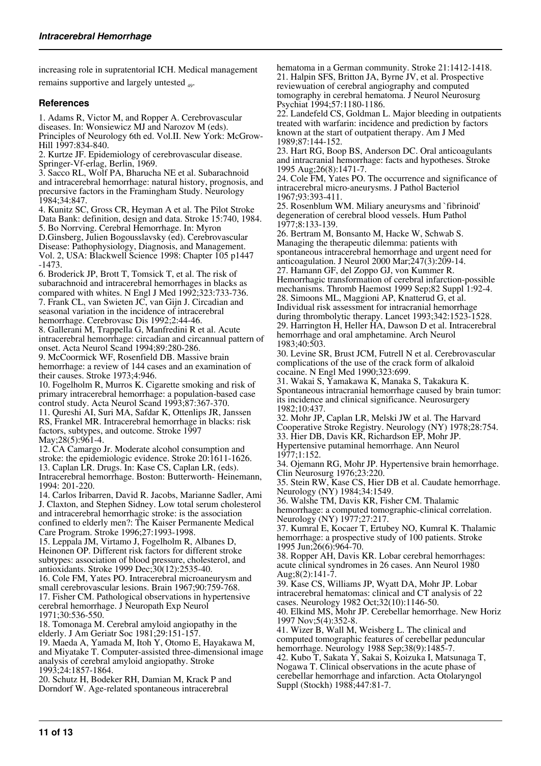increasing role in supratentorial ICH. Medical management remains supportive and largely untested [49].

## References

1. Adams R, Victor M, and Ropper A. Cerebrovascular diseases. In: Wonsiewicz MJ and Narozov M (eds). Principles of Neurology 6th ed. Vol.II. New York: McGrow-Hill 1997:834-840.
2. Kurtze JF. Epidemiology of cerebrovascular disease. Springer-Vf-erlag, Berlin, 1969.
3. Sacco RL, Wolf PA, Bharucha NE et al. Subarachnoid and intracerebral hemorrhage: natural history, prognosis, and precursive factors in the Framingham Study. Neurology 1984;34:847.
4. Kunitz SC, Gross CR, Heyman A et al. The Pilot Stroke Data Bank: definition, design and data. Stroke 15:740, 1984.
5. Bo Norrving. Cerebral Hemorrhage. In: Myron D.Ginsberg, Julien Bogousslavsky (ed). Cerebrovascular Disease: Pathophysiology, Diagnosis, and Management. Vol. 2, USA: Blackwell Science 1998: Chapter 105 p1447 -1473.
6. Broderick JP, Brott T, Tomsick T, et al. The risk of subarachnoid and intracerebral hemorrhages in blacks as compared with whites. N Engl J Med 1992;323:733-736.
7. Frank CL, van Swieten JC, van Gijn J. Circadian and seasonal variation in the incidence of intracerebral hemorrhage. Cerebrovasc Dis 1992;2:44-46.
8. Gallerani M, Trappella G, Manfredini R et al. Acute intracerebral hemorrhage: circadian and circannual pattern of onset. Acta Neurol Scand 1994;89:280-286.
9. McCoormick WF, Rosenfield DB. Massive brain hemorrhage: a review of 144 cases and an examination of their causes. Stroke 1973;4:946.
10. Fogelholm R, Murros K. Cigarette smoking and risk of primary intracerebral hemorrhage: a population-based case control study. Acta Neurol Scand 1993;87:367-370.
11. Qureshi AI, Suri MA, Safdar K, Ottenlips JR, Janssen RS, Frankel MR. Intracerebral hemorrhage in blacks: risk factors, subtypes, and outcome. Stroke 1997 May;28(5):961-4.
12. CA Camargo Jr. Moderate alcohol consumption and stroke: the epidemiologic evidence. Stroke 20:1611-1626.
13. Caplan LR. Drugs. In: Kase CS, Caplan LR, (eds). Intracerebral hemorrhage. Boston: Butterworth- Heinemann, 1994: 201-220.
14. Carlos Iribarren, David R. Jacobs, Marianne Sadler, Ami J. Claxton, and Stephen Sidney. Low total serum cholesterol and intracerebral hemorrhagic stroke: is the association confined to elderly men?: The Kaiser Permanente Medical Care Program. Stroke 1996;27:1993-1998.
15. Leppala JM, Virtamo J, Fogelholm R, Albanes D, Heinonen OP. Different risk factors for different stroke subtypes: association of blood pressure, cholesterol, and antioxidants. Stroke 1999 Dec;30(12):2535-40.
16. Cole FM, Yates PO. Intracerebral microaneurysm and small cerebrovascular lesions. Brain 1967;90:759-768.
17. Fisher CM. Pathological observations in hypertensive cerebral hemorrhage. J Neuropath Exp Neurol 1971;30:536-550.
18. Tomonaga M. Cerebral amyloid angiopathy in the elderly. J Am Geriatr Soc 1981;29:151-157.
19. Maeda A, Yamada M, Itoh Y, Otomo E, Hayakawa M, and Miyatake T. Computer-assisted three-dimensional image analysis of cerebral amyloid angiopathy. Stroke 1993;24:1857-1864.
20. Schutz H, Bodeker RH, Damian M, Krack P and Dorndorf W. Age-related spontaneous intracerebral hematoma in a German community. Stroke 21:1412-1418.
21. Halpin SFS, Britton JA, Byrne JV, et al. Prospective reviewuation of cerebral angiography and computed tomography in cerebral hematoma. J Neurol Neurosurg Psychiat 1994;57:1180-1186.
22. Landefeld CS, Goldman L. Major bleeding in outpatients treated with warfarin: incidence and prediction by factors known at the start of outpatient therapy. Am J Med 1989;87:144-152.
23. Hart RG, Boop BS, Anderson DC. Oral anticoagulants and intracranial hemorrhage: facts and hypotheses. Stroke 1995 Aug;26(8):1471-7.
24. Cole FM, Yates PO. The occurrence and significance of intracerebral micro-aneurysms. J Pathol Bacteriol 1967;93:393-411.
25. Rosenblum WM. Miliary aneurysms and `fibrinoid' degeneration of cerebral blood vessels. Hum Pathol 1977;8:133-139.
26. Bertram M, Bonsanto M, Hacke W, Schwab S. Managing the therapeutic dilemma: patients with spontaneous intracerebral hemorrhage and urgent need for anticoagulation. J Neurol 2000 Mar;247(3):209-14.
27. Hamann GF, del Zoppo GJ, von Kummer R. Hemorrhagic transformation of cerebral infarction-possible mechanisms. Thromb Haemost 1999 Sep;82 Suppl 1:92-4.
28. Simoons ML, Maggioni AP, Knatterud G, et al. Individual risk assessment for intracranial hemorrhage during thrombolytic therapy. Lancet 1993;342:1523-1528.
29. Harrington H, Heller HA, Dawson D et al. Intracerebral hemorrhage and oral amphetamine. Arch Neurol 1983;40:503.
30. Levine SR, Brust JCM, Futrell N et al. Cerebrovascular complications of the use of the crack form of alkaloid cocaine. N Engl Med 1990;323:699.
31. Wakai S, Yamakawa K, Manaka S, Takakura K. Spontaneous intracranial hemorrhage caused by brain tumor: its incidence and clinical significance. Neurosurgery 1982;10:437.
32. Mohr JP, Caplan LR, Melski JW et al. The Harvard Cooperative Stroke Registry. Neurology (NY) 1978;28:754.
33. Hier DB, Davis KR, Richardson EP, Mohr JP. Hypertensive putaminal hemorrhage. Ann Neurol 1977;1:152.
34. Ojemann RG, Mohr JP. Hypertensive brain hemorrhage. Clin Neurosurg 1976;23:220.
35. Stein RW, Kase CS, Hier DB et al. Caudate hemorrhage. Neurology (NY) 1984;34:1549.
36. Walshe TM, Davis KR, Fisher CM. Thalamic hemorrhage: a computed tomographic-clinical correlation. Neurology (NY) 1977;27:217.
37. Kumral E, Kocaer T, Ertubey NO, Kumral K. Thalamic hemorrhage: a prospective study of 100 patients. Stroke 1995 Jun;26(6):964-70.
38. Ropper AH, Davis KR. Lobar cerebral hemorrhages: acute clinical syndromes in 26 cases. Ann Neurol 1980 Aug;8(2):141-7.
39. Kase CS, Williams JP, Wyatt DA, Mohr JP. Lobar intracerebral hematomas: clinical and CT analysis of 22 cases. Neurology 1982 Oct;32(10):1146-50.
40. Elkind MS, Mohr JP. Cerebellar hemorrhage. New Horiz 1997 Nov;5(4):352-8.
41. Wizer B, Wall M, Weisberg L. The clinical and computed tomographic features of cerebellar peduncular hemorrhage. Neurology 1988 Sep;38(9):1485-7.
42. Kubo T, Sakata Y, Sakai S, Koizuka I, Matsunaga T, Nogawa T. Clinical observations in the acute phase of cerebellar hemorrhage and infarction. Acta Otolaryngol Suppl (Stockh) 1988;447:81-7.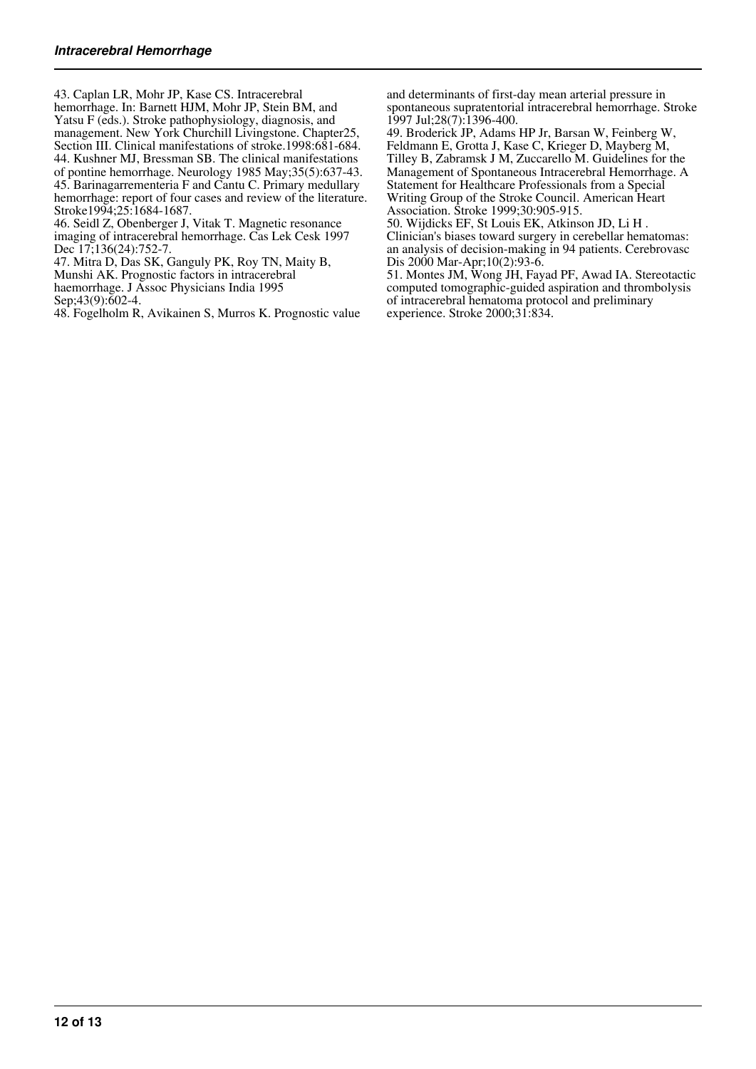43. Caplan LR, Mohr JP, Kase CS. Intracerebral hemorrhage. In: Barnett HJM, Mohr JP, Stein BM, and Yatsu F (eds.). Stroke pathophysiology, diagnosis, and management. New York Churchill Livingstone. Chapter25, Section III. Clinical manifestations of stroke.1998:681-684.

44. Kushner MJ, Bressman SB. The clinical manifestations of pontine hemorrhage. Neurology 1985 May;35(5):637-43.

45. Barinagarrementeria F and Cantu C. Primary medullary hemorrhage: report of four cases and review of the literature. Stroke1994;25:1684-1687.

46. Seidl Z, Obenberger J, Vitak T. Magnetic resonance imaging of intracerebral hemorrhage. Cas Lek Cesk 1997 Dec 17;136(24):752-7.

47. Mitra D, Das SK, Ganguly PK, Roy TN, Maity B, Munshi AK. Prognostic factors in intracerebral haemorrhage. J Assoc Physicians India 1995 Sep;43(9):602-4.

48. Fogelholm R, Avikainen S, Murros K. Prognostic value and determinants of first-day mean arterial pressure in spontaneous supratentorial intracerebral hemorrhage. Stroke 1997 Jul;28(7):1396-400.

49. Broderick JP, Adams HP Jr, Barsan W, Feinberg W, Feldmann E, Grotta J, Kase C, Krieger D, Mayberg M, Tilley B, Zabramsk J M, Zuccarello M. Guidelines for the Management of Spontaneous Intracerebral Hemorrhage. A Statement for Healthcare Professionals from a Special Writing Group of the Stroke Council. American Heart Association. Stroke 1999;30:905-915.

50. Wijdicks EF, St Louis EK, Atkinson JD, Li H . Clinician's biases toward surgery in cerebellar hematomas: an analysis of decision-making in 94 patients. Cerebrovasc Dis 2000 Mar-Apr;10(2):93-6.

51. Montes JM, Wong JH, Fayad PF, Awad IA. Stereotactic computed tomographic-guided aspiration and thrombolysis of intracerebral hematoma protocol and preliminary experience. Stroke 2000;31:834.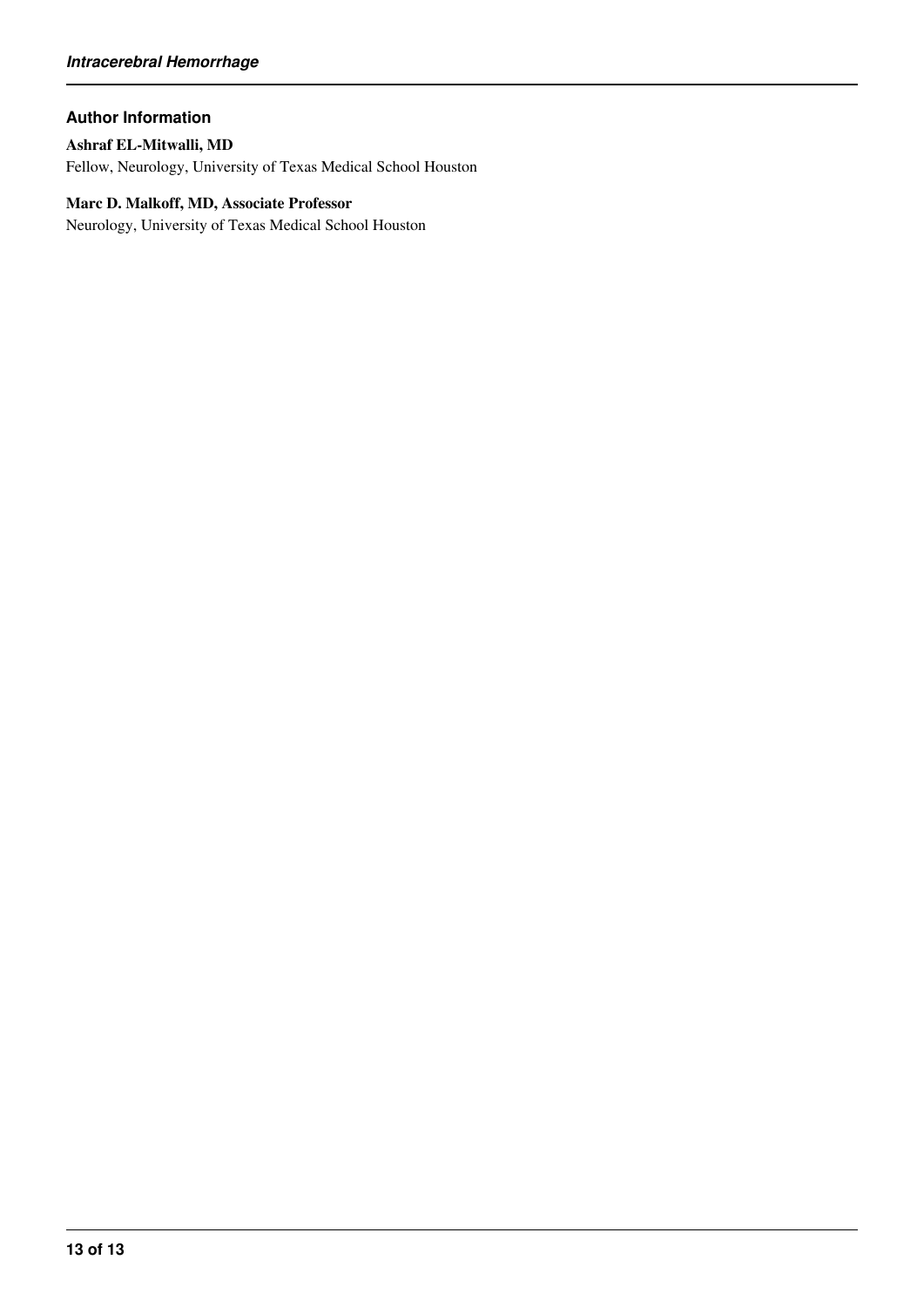## Author Information

**Ashraf EL-Mitwalli, MD**
Fellow, Neurology, University of Texas Medical School Houston

**Marc D. Malkoff, MD, Associate Professor**
Neurology, University of Texas Medical School Houston